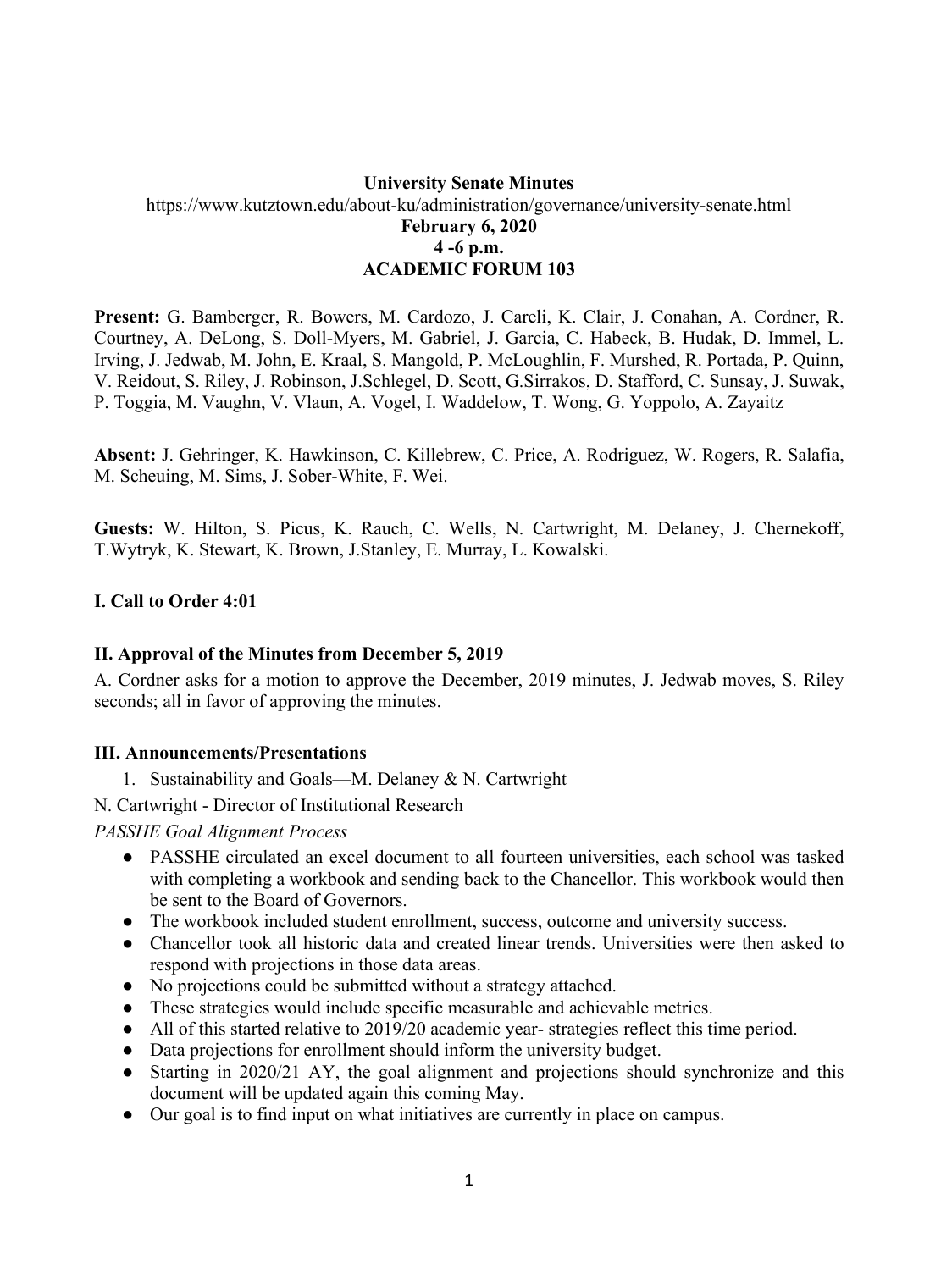**University Senate Minutes**
https://www.kutztown.edu/about-ku/administration/governance/university-senate.html
**February 6, 2020**
**4 -6 p.m.**
**ACADEMIC FORUM 103**

**Present:** G. Bamberger, R. Bowers, M. Cardozo, J. Careli, K. Clair, J. Conahan, A. Cordner, R. Courtney, A. DeLong, S. Doll-Myers, M. Gabriel, J. Garcia, C. Habeck, B. Hudak, D. Immel, L. Irving, J. Jedwab, M. John, E. Kraal, S. Mangold, P. McLoughlin, F. Murshed, R. Portada, P. Quinn, V. Reidout, S. Riley, J. Robinson, J.Schlegel, D. Scott, G.Sirrakos, D. Stafford, C. Sunsay, J. Suwak, P. Toggia, M. Vaughn, V. Vlaun, A. Vogel, I. Waddelow, T. Wong, G. Yoppolo, A. Zayaitz

**Absent:** J. Gehringer, K. Hawkinson, C. Killebrew, C. Price, A. Rodriguez, W. Rogers, R. Salafia, M. Scheuing, M. Sims, J. Sober-White, F. Wei.

**Guests:** W. Hilton, S. Picus, K. Rauch, C. Wells, N. Cartwright, M. Delaney, J. Chernekoff, T.Wytryk, K. Stewart, K. Brown, J.Stanley, E. Murray, L. Kowalski.

## I. Call to Order 4:01

## II. Approval of the Minutes from December 5, 2019

A. Cordner asks for a motion to approve the December, 2019 minutes, J. Jedwab moves, S. Riley seconds; all in favor of approving the minutes.

## III. Announcements/Presentations

1. Sustainability and Goals—M. Delaney & N. Cartwright

N. Cartwright - Director of Institutional Research

*PASSHE Goal Alignment Process*

- PASSHE circulated an excel document to all fourteen universities, each school was tasked with completing a workbook and sending back to the Chancellor. This workbook would then be sent to the Board of Governors.
- The workbook included student enrollment, success, outcome and university success.
- Chancellor took all historic data and created linear trends. Universities were then asked to respond with projections in those data areas.
- No projections could be submitted without a strategy attached.
- These strategies would include specific measurable and achievable metrics.
- All of this started relative to 2019/20 academic year- strategies reflect this time period.
- Data projections for enrollment should inform the university budget.
- Starting in 2020/21 AY, the goal alignment and projections should synchronize and this document will be updated again this coming May.
- Our goal is to find input on what initiatives are currently in place on campus.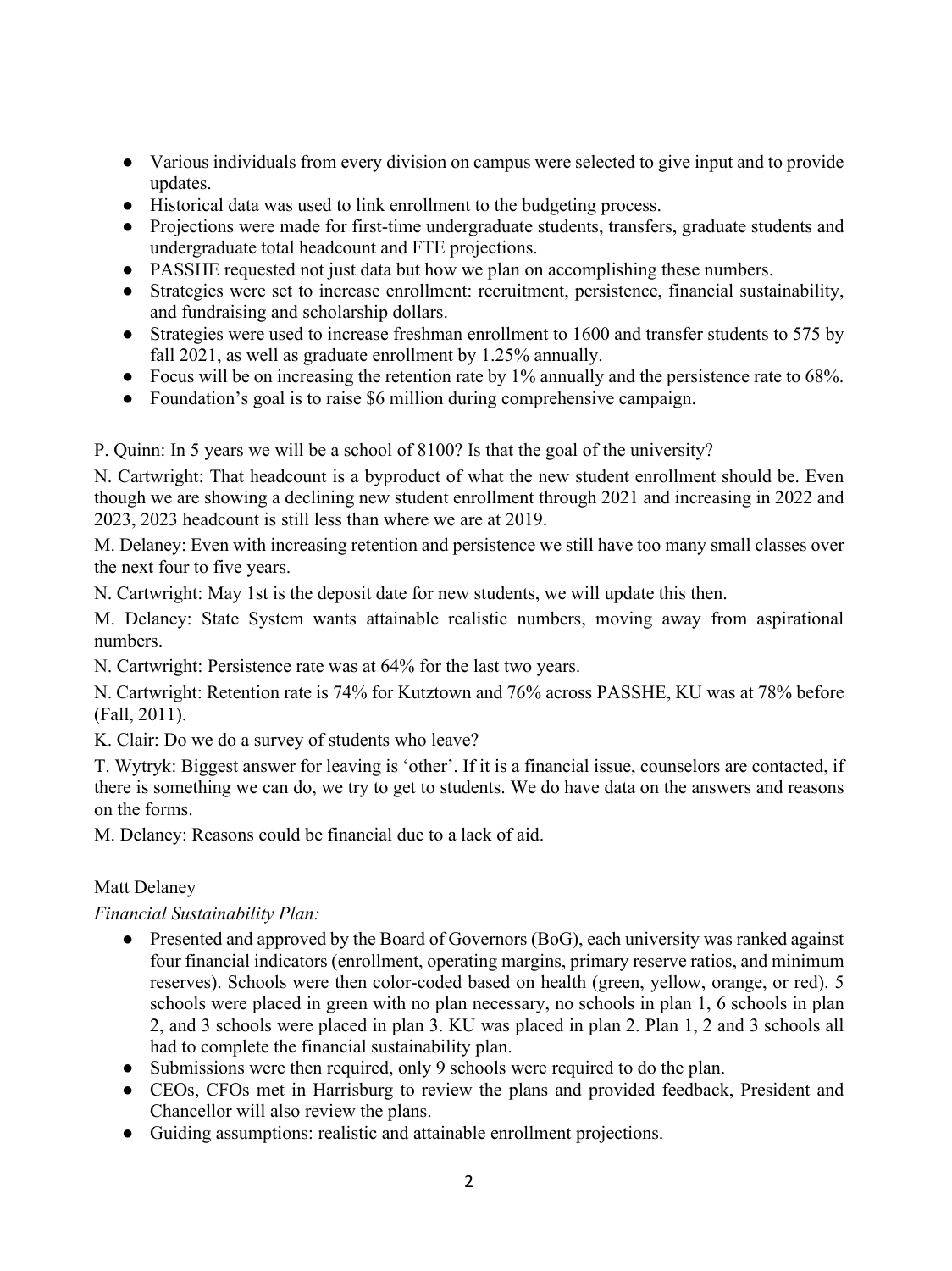- Various individuals from every division on campus were selected to give input and to provide updates.
- Historical data was used to link enrollment to the budgeting process.
- Projections were made for first-time undergraduate students, transfers, graduate students and undergraduate total headcount and FTE projections.
- PASSHE requested not just data but how we plan on accomplishing these numbers.
- Strategies were set to increase enrollment: recruitment, persistence, financial sustainability, and fundraising and scholarship dollars.
- Strategies were used to increase freshman enrollment to 1600 and transfer students to 575 by fall 2021, as well as graduate enrollment by 1.25% annually.
- Focus will be on increasing the retention rate by 1% annually and the persistence rate to 68%.
- Foundation's goal is to raise $6 million during comprehensive campaign.

P. Quinn: In 5 years we will be a school of 8100? Is that the goal of the university?

N. Cartwright: That headcount is a byproduct of what the new student enrollment should be. Even though we are showing a declining new student enrollment through 2021 and increasing in 2022 and 2023, 2023 headcount is still less than where we are at 2019.

M. Delaney: Even with increasing retention and persistence we still have too many small classes over the next four to five years.

N. Cartwright: May 1st is the deposit date for new students, we will update this then.

M. Delaney: State System wants attainable realistic numbers, moving away from aspirational numbers.

N. Cartwright: Persistence rate was at 64% for the last two years.

N. Cartwright: Retention rate is 74% for Kutztown and 76% across PASSHE, KU was at 78% before (Fall, 2011).

K. Clair: Do we do a survey of students who leave?

T. Wytryk: Biggest answer for leaving is 'other'. If it is a financial issue, counselors are contacted, if there is something we can do, we try to get to students. We do have data on the answers and reasons on the forms.

M. Delaney: Reasons could be financial due to a lack of aid.

Matt Delaney

*Financial Sustainability Plan:*

- Presented and approved by the Board of Governors (BoG), each university was ranked against four financial indicators (enrollment, operating margins, primary reserve ratios, and minimum reserves). Schools were then color-coded based on health (green, yellow, orange, or red). 5 schools were placed in green with no plan necessary, no schools in plan 1, 6 schools in plan 2, and 3 schools were placed in plan 3. KU was placed in plan 2. Plan 1, 2 and 3 schools all had to complete the financial sustainability plan.
- Submissions were then required, only 9 schools were required to do the plan.
- CEOs, CFOs met in Harrisburg to review the plans and provided feedback, President and Chancellor will also review the plans.
- Guiding assumptions: realistic and attainable enrollment projections.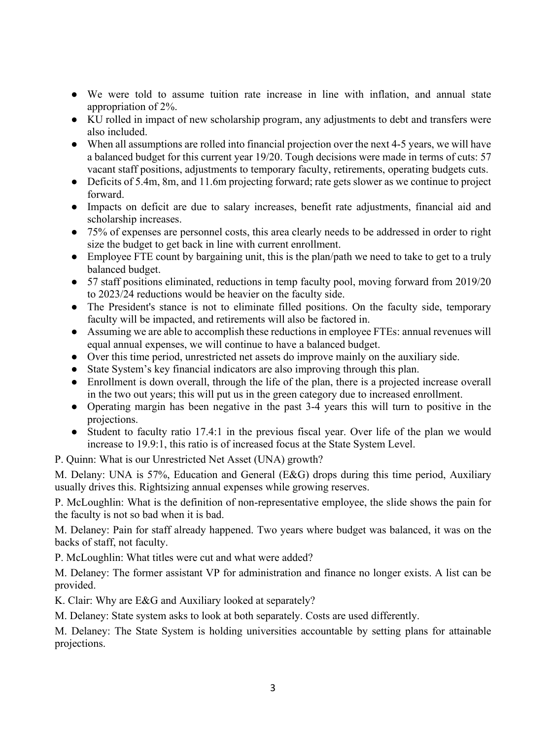- We were told to assume tuition rate increase in line with inflation, and annual state appropriation of 2%.
- KU rolled in impact of new scholarship program, any adjustments to debt and transfers were also included.
- When all assumptions are rolled into financial projection over the next 4-5 years, we will have a balanced budget for this current year 19/20. Tough decisions were made in terms of cuts: 57 vacant staff positions, adjustments to temporary faculty, retirements, operating budgets cuts.
- Deficits of 5.4m, 8m, and 11.6m projecting forward; rate gets slower as we continue to project forward.
- Impacts on deficit are due to salary increases, benefit rate adjustments, financial aid and scholarship increases.
- 75% of expenses are personnel costs, this area clearly needs to be addressed in order to right size the budget to get back in line with current enrollment.
- Employee FTE count by bargaining unit, this is the plan/path we need to take to get to a truly balanced budget.
- 57 staff positions eliminated, reductions in temp faculty pool, moving forward from 2019/20 to 2023/24 reductions would be heavier on the faculty side.
- The President's stance is not to eliminate filled positions. On the faculty side, temporary faculty will be impacted, and retirements will also be factored in.
- Assuming we are able to accomplish these reductions in employee FTEs: annual revenues will equal annual expenses, we will continue to have a balanced budget.
- Over this time period, unrestricted net assets do improve mainly on the auxiliary side.
- State System's key financial indicators are also improving through this plan.
- Enrollment is down overall, through the life of the plan, there is a projected increase overall in the two out years; this will put us in the green category due to increased enrollment.
- Operating margin has been negative in the past 3-4 years this will turn to positive in the projections.
- Student to faculty ratio 17.4:1 in the previous fiscal year. Over life of the plan we would increase to 19.9:1, this ratio is of increased focus at the State System Level.

P. Quinn: What is our Unrestricted Net Asset (UNA) growth?

M. Delany: UNA is 57%, Education and General (E&G) drops during this time period, Auxiliary usually drives this. Rightsizing annual expenses while growing reserves.

P. McLoughlin: What is the definition of non-representative employee, the slide shows the pain for the faculty is not so bad when it is bad.

M. Delaney: Pain for staff already happened. Two years where budget was balanced, it was on the backs of staff, not faculty.

P. McLoughlin: What titles were cut and what were added?

M. Delaney: The former assistant VP for administration and finance no longer exists. A list can be provided.

K. Clair: Why are E&G and Auxiliary looked at separately?

M. Delaney: State system asks to look at both separately. Costs are used differently.

M. Delaney: The State System is holding universities accountable by setting plans for attainable projections.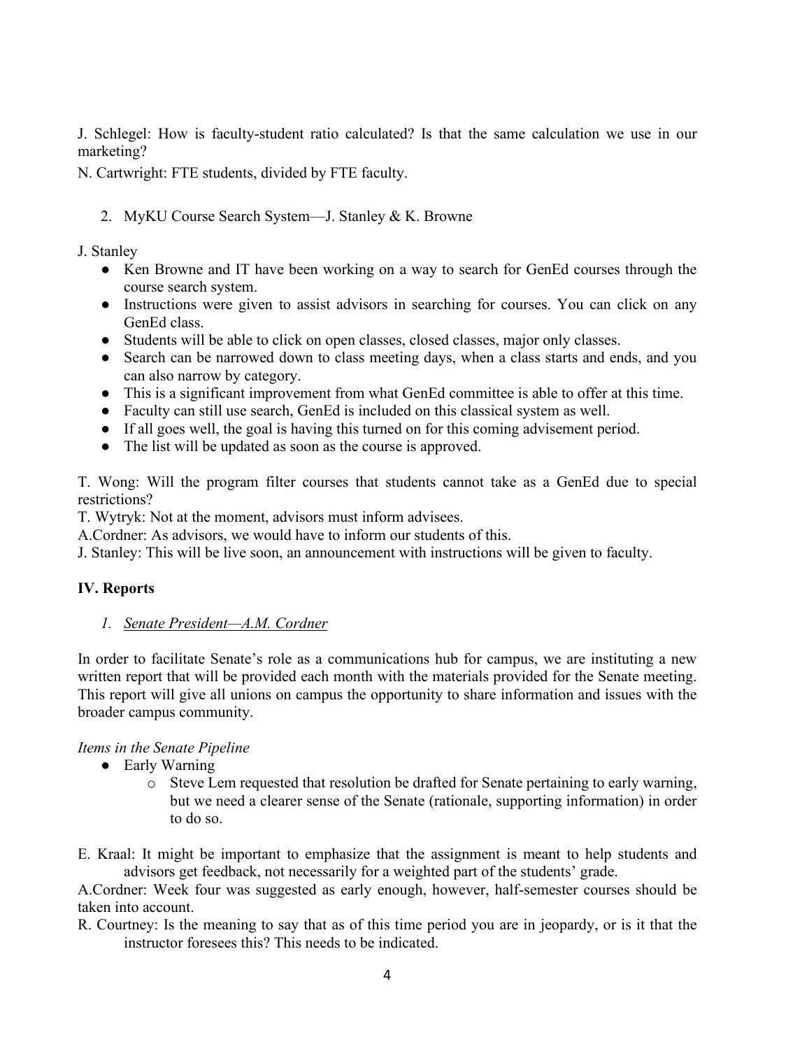J. Schlegel: How is faculty-student ratio calculated? Is that the same calculation we use in our marketing?

N. Cartwright: FTE students, divided by FTE faculty.

2. MyKU Course Search System—J. Stanley & K. Browne

J. Stanley

- Ken Browne and IT have been working on a way to search for GenEd courses through the course search system.
- Instructions were given to assist advisors in searching for courses. You can click on any GenEd class.
- Students will be able to click on open classes, closed classes, major only classes.
- Search can be narrowed down to class meeting days, when a class starts and ends, and you can also narrow by category.
- This is a significant improvement from what GenEd committee is able to offer at this time.
- Faculty can still use search, GenEd is included on this classical system as well.
- If all goes well, the goal is having this turned on for this coming advisement period.
- The list will be updated as soon as the course is approved.

T. Wong: Will the program filter courses that students cannot take as a GenEd due to special restrictions?

T. Wytryk: Not at the moment, advisors must inform advisees.

A.Cordner: As advisors, we would have to inform our students of this.

J. Stanley: This will be live soon, an announcement with instructions will be given to faculty.

## IV. Reports

1. *Senate President—A.M. Cordner*

In order to facilitate Senate's role as a communications hub for campus, we are instituting a new written report that will be provided each month with the materials provided for the Senate meeting. This report will give all unions on campus the opportunity to share information and issues with the broader campus community.

*Items in the Senate Pipeline*

- Early Warning
  - Steve Lem requested that resolution be drafted for Senate pertaining to early warning, but we need a clearer sense of the Senate (rationale, supporting information) in order to do so.

E. Kraal: It might be important to emphasize that the assignment is meant to help students and advisors get feedback, not necessarily for a weighted part of the students' grade.

A.Cordner: Week four was suggested as early enough, however, half-semester courses should be taken into account.

R. Courtney: Is the meaning to say that as of this time period you are in jeopardy, or is it that the instructor foresees this? This needs to be indicated.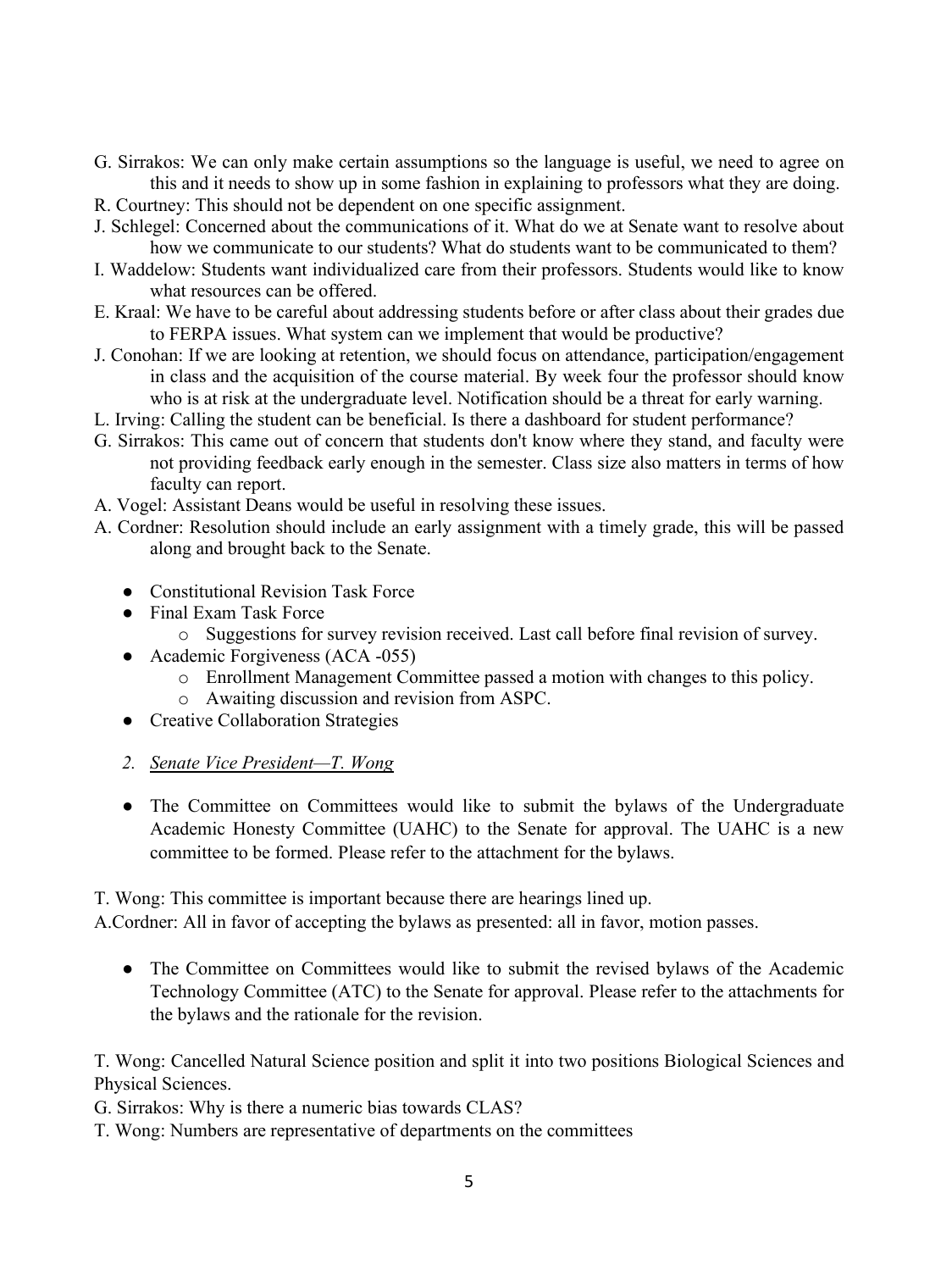G. Sirrakos: We can only make certain assumptions so the language is useful, we need to agree on this and it needs to show up in some fashion in explaining to professors what they are doing.

R. Courtney: This should not be dependent on one specific assignment.

J. Schlegel: Concerned about the communications of it. What do we at Senate want to resolve about how we communicate to our students? What do students want to be communicated to them?

I. Waddelow: Students want individualized care from their professors. Students would like to know what resources can be offered.

E. Kraal: We have to be careful about addressing students before or after class about their grades due to FERPA issues. What system can we implement that would be productive?

J. Conohan: If we are looking at retention, we should focus on attendance, participation/engagement in class and the acquisition of the course material. By week four the professor should know who is at risk at the undergraduate level. Notification should be a threat for early warning.

L. Irving: Calling the student can be beneficial. Is there a dashboard for student performance?

G. Sirrakos: This came out of concern that students don't know where they stand, and faculty were not providing feedback early enough in the semester. Class size also matters in terms of how faculty can report.

A. Vogel: Assistant Deans would be useful in resolving these issues.

A. Cordner: Resolution should include an early assignment with a timely grade, this will be passed along and brought back to the Senate.

- Constitutional Revision Task Force
- Final Exam Task Force
  - Suggestions for survey revision received. Last call before final revision of survey.
- Academic Forgiveness (ACA -055)
  - Enrollment Management Committee passed a motion with changes to this policy.
  - Awaiting discussion and revision from ASPC.
- Creative Collaboration Strategies

2. *Senate Vice President—T. Wong*

- The Committee on Committees would like to submit the bylaws of the Undergraduate Academic Honesty Committee (UAHC) to the Senate for approval. The UAHC is a new committee to be formed. Please refer to the attachment for the bylaws.

T. Wong: This committee is important because there are hearings lined up.

A.Cordner: All in favor of accepting the bylaws as presented: all in favor, motion passes.

- The Committee on Committees would like to submit the revised bylaws of the Academic Technology Committee (ATC) to the Senate for approval. Please refer to the attachments for the bylaws and the rationale for the revision.

T. Wong: Cancelled Natural Science position and split it into two positions Biological Sciences and Physical Sciences.

G. Sirrakos: Why is there a numeric bias towards CLAS?

T. Wong: Numbers are representative of departments on the committees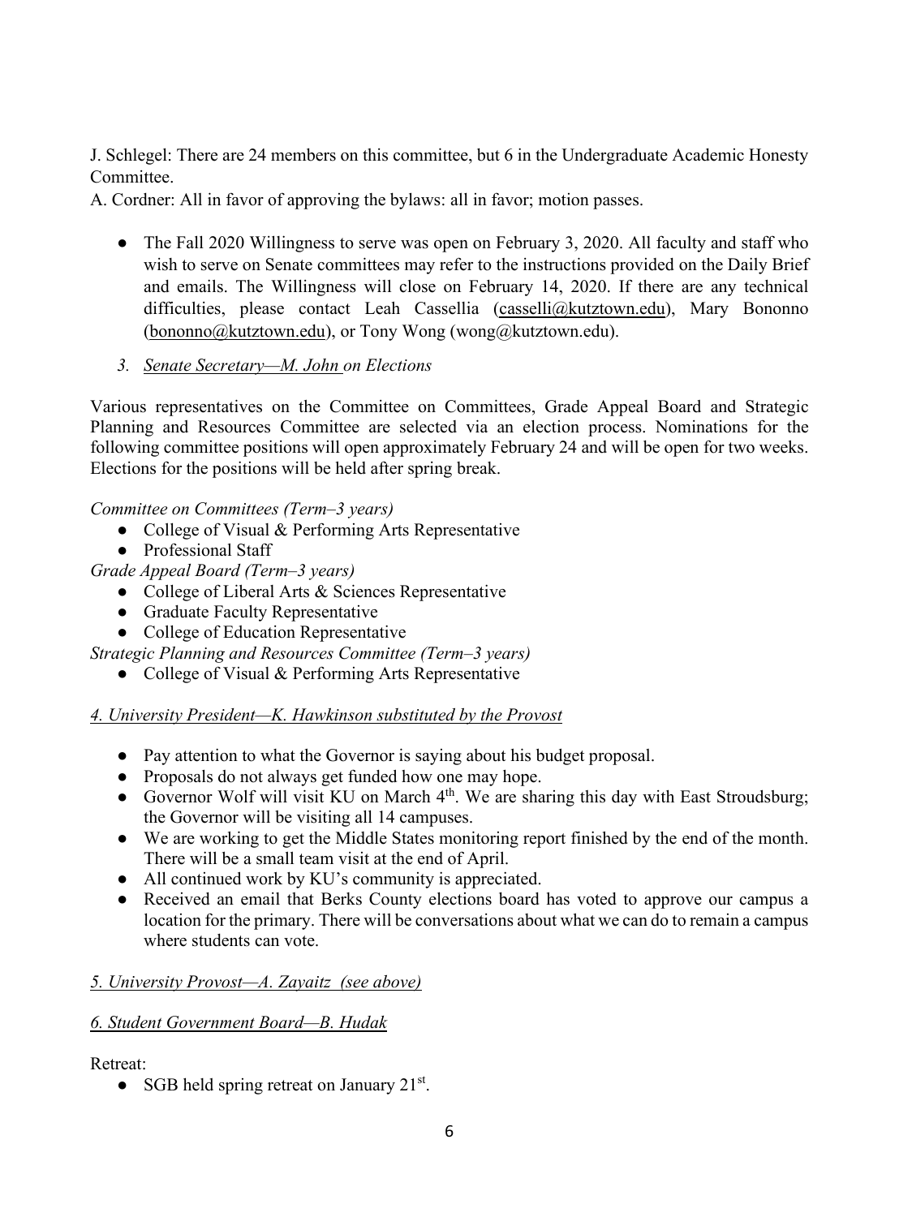J. Schlegel: There are 24 members on this committee, but 6 in the Undergraduate Academic Honesty Committee.

A. Cordner: All in favor of approving the bylaws: all in favor; motion passes.

- The Fall 2020 Willingness to serve was open on February 3, 2020. All faculty and staff who wish to serve on Senate committees may refer to the instructions provided on the Daily Brief and emails. The Willingness will close on February 14, 2020. If there are any technical difficulties, please contact Leah Cassellia (casselli@kutztown.edu), Mary Bononno (bononno@kutztown.edu), or Tony Wong (wong@kutztown.edu).

*3. Senate Secretary—M. John on Elections*

Various representatives on the Committee on Committees, Grade Appeal Board and Strategic Planning and Resources Committee are selected via an election process. Nominations for the following committee positions will open approximately February 24 and will be open for two weeks. Elections for the positions will be held after spring break.

*Committee on Committees (Term–3 years)*

- College of Visual & Performing Arts Representative
- Professional Staff

*Grade Appeal Board (Term–3 years)*

- College of Liberal Arts & Sciences Representative
- Graduate Faculty Representative
- College of Education Representative

*Strategic Planning and Resources Committee (Term–3 years)*

- College of Visual & Performing Arts Representative

*4. University President—K. Hawkinson substituted by the Provost*

- Pay attention to what the Governor is saying about his budget proposal.
- Proposals do not always get funded how one may hope.
- Governor Wolf will visit KU on March 4th. We are sharing this day with East Stroudsburg; the Governor will be visiting all 14 campuses.
- We are working to get the Middle States monitoring report finished by the end of the month. There will be a small team visit at the end of April.
- All continued work by KU's community is appreciated.
- Received an email that Berks County elections board has voted to approve our campus a location for the primary. There will be conversations about what we can do to remain a campus where students can vote.

*5. University Provost—A. Zayaitz (see above)*

*6. Student Government Board—B. Hudak*

Retreat:

- SGB held spring retreat on January 21st.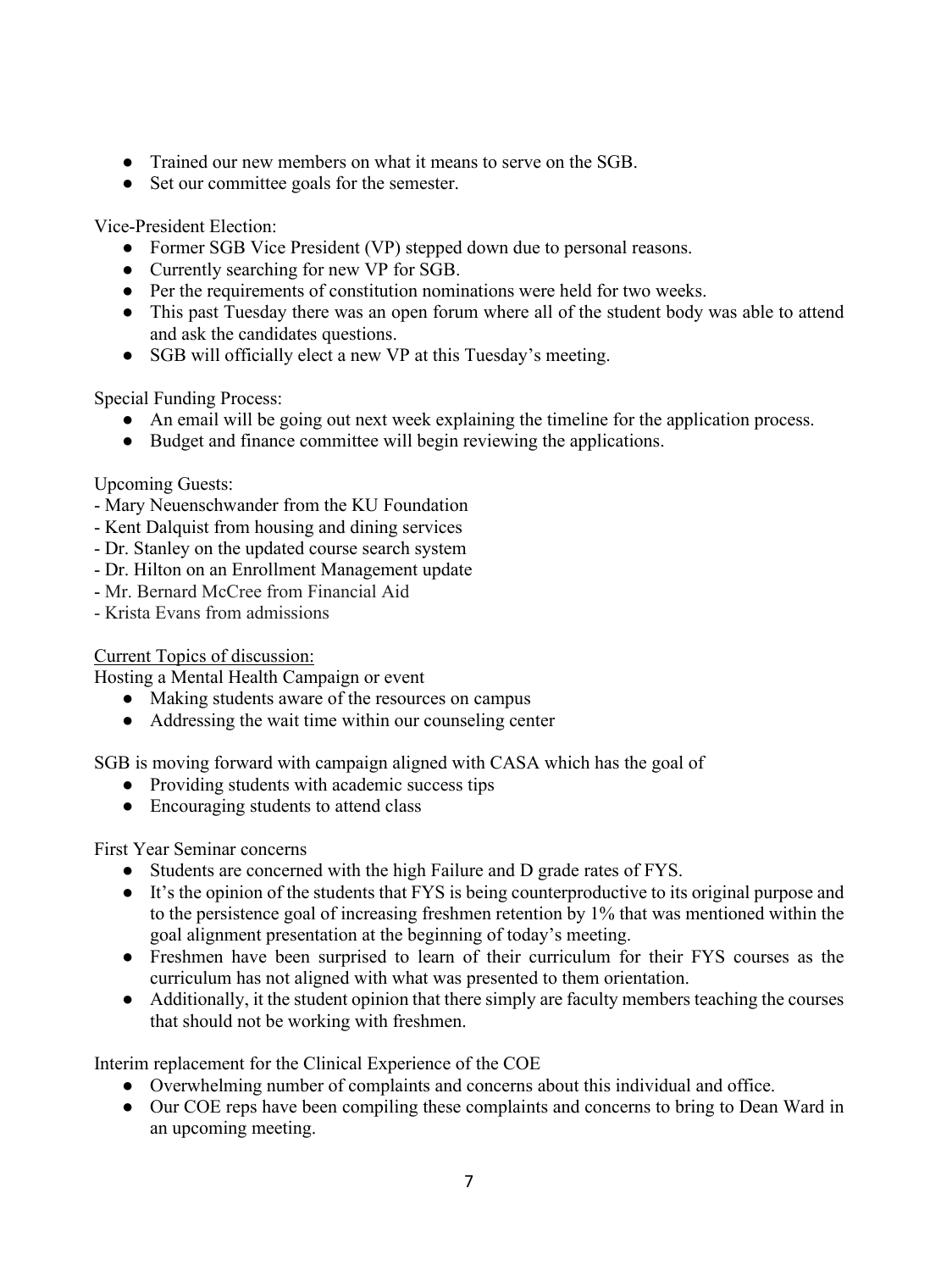- Trained our new members on what it means to serve on the SGB.
- Set our committee goals for the semester.

Vice-President Election:

- Former SGB Vice President (VP) stepped down due to personal reasons.
- Currently searching for new VP for SGB.
- Per the requirements of constitution nominations were held for two weeks.
- This past Tuesday there was an open forum where all of the student body was able to attend and ask the candidates questions.
- SGB will officially elect a new VP at this Tuesday's meeting.

Special Funding Process:

- An email will be going out next week explaining the timeline for the application process.
- Budget and finance committee will begin reviewing the applications.

Upcoming Guests:

- Mary Neuenschwander from the KU Foundation
- Kent Dalquist from housing and dining services
- Dr. Stanley on the updated course search system
- Dr. Hilton on an Enrollment Management update
- Mr. Bernard McCree from Financial Aid
- Krista Evans from admissions

<u>Current Topics of discussion:</u>

Hosting a Mental Health Campaign or event

- Making students aware of the resources on campus
- Addressing the wait time within our counseling center

SGB is moving forward with campaign aligned with CASA which has the goal of

- Providing students with academic success tips
- Encouraging students to attend class

First Year Seminar concerns

- Students are concerned with the high Failure and D grade rates of FYS.
- It's the opinion of the students that FYS is being counterproductive to its original purpose and to the persistence goal of increasing freshmen retention by 1% that was mentioned within the goal alignment presentation at the beginning of today's meeting.
- Freshmen have been surprised to learn of their curriculum for their FYS courses as the curriculum has not aligned with what was presented to them orientation.
- Additionally, it the student opinion that there simply are faculty members teaching the courses that should not be working with freshmen.

Interim replacement for the Clinical Experience of the COE

- Overwhelming number of complaints and concerns about this individual and office.
- Our COE reps have been compiling these complaints and concerns to bring to Dean Ward in an upcoming meeting.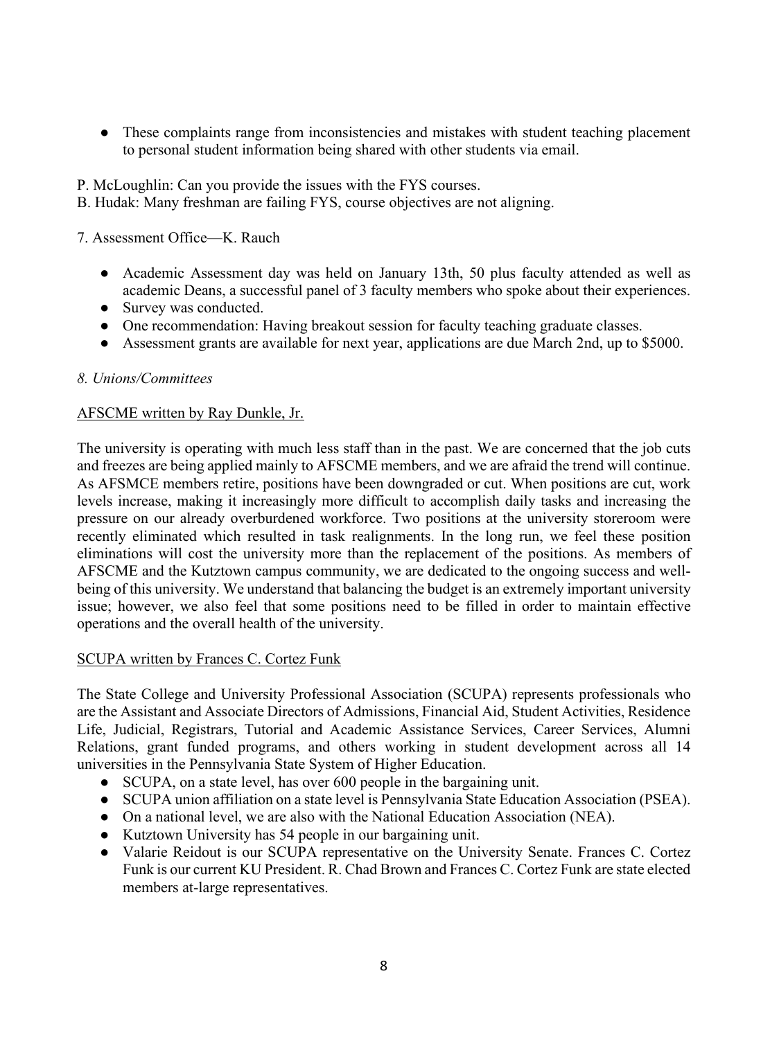- These complaints range from inconsistencies and mistakes with student teaching placement to personal student information being shared with other students via email.

P. McLoughlin: Can you provide the issues with the FYS courses.
B. Hudak: Many freshman are failing FYS, course objectives are not aligning.

7. Assessment Office—K. Rauch

- Academic Assessment day was held on January 13th, 50 plus faculty attended as well as academic Deans, a successful panel of 3 faculty members who spoke about their experiences.
- Survey was conducted.
- One recommendation: Having breakout session for faculty teaching graduate classes.
- Assessment grants are available for next year, applications are due March 2nd, up to $5000.

*8. Unions/Committees*

<u>AFSCME written by Ray Dunkle, Jr.</u>

The university is operating with much less staff than in the past. We are concerned that the job cuts and freezes are being applied mainly to AFSCME members, and we are afraid the trend will continue. As AFSMCE members retire, positions have been downgraded or cut. When positions are cut, work levels increase, making it increasingly more difficult to accomplish daily tasks and increasing the pressure on our already overburdened workforce. Two positions at the university storeroom were recently eliminated which resulted in task realignments. In the long run, we feel these position eliminations will cost the university more than the replacement of the positions. As members of AFSCME and the Kutztown campus community, we are dedicated to the ongoing success and well-being of this university. We understand that balancing the budget is an extremely important university issue; however, we also feel that some positions need to be filled in order to maintain effective operations and the overall health of the university.

<u>SCUPA written by Frances C. Cortez Funk</u>

The State College and University Professional Association (SCUPA) represents professionals who are the Assistant and Associate Directors of Admissions, Financial Aid, Student Activities, Residence Life, Judicial, Registrars, Tutorial and Academic Assistance Services, Career Services, Alumni Relations, grant funded programs, and others working in student development across all 14 universities in the Pennsylvania State System of Higher Education.

- SCUPA, on a state level, has over 600 people in the bargaining unit.
- SCUPA union affiliation on a state level is Pennsylvania State Education Association (PSEA).
- On a national level, we are also with the National Education Association (NEA).
- Kutztown University has 54 people in our bargaining unit.
- Valarie Reidout is our SCUPA representative on the University Senate. Frances C. Cortez Funk is our current KU President. R. Chad Brown and Frances C. Cortez Funk are state elected members at-large representatives.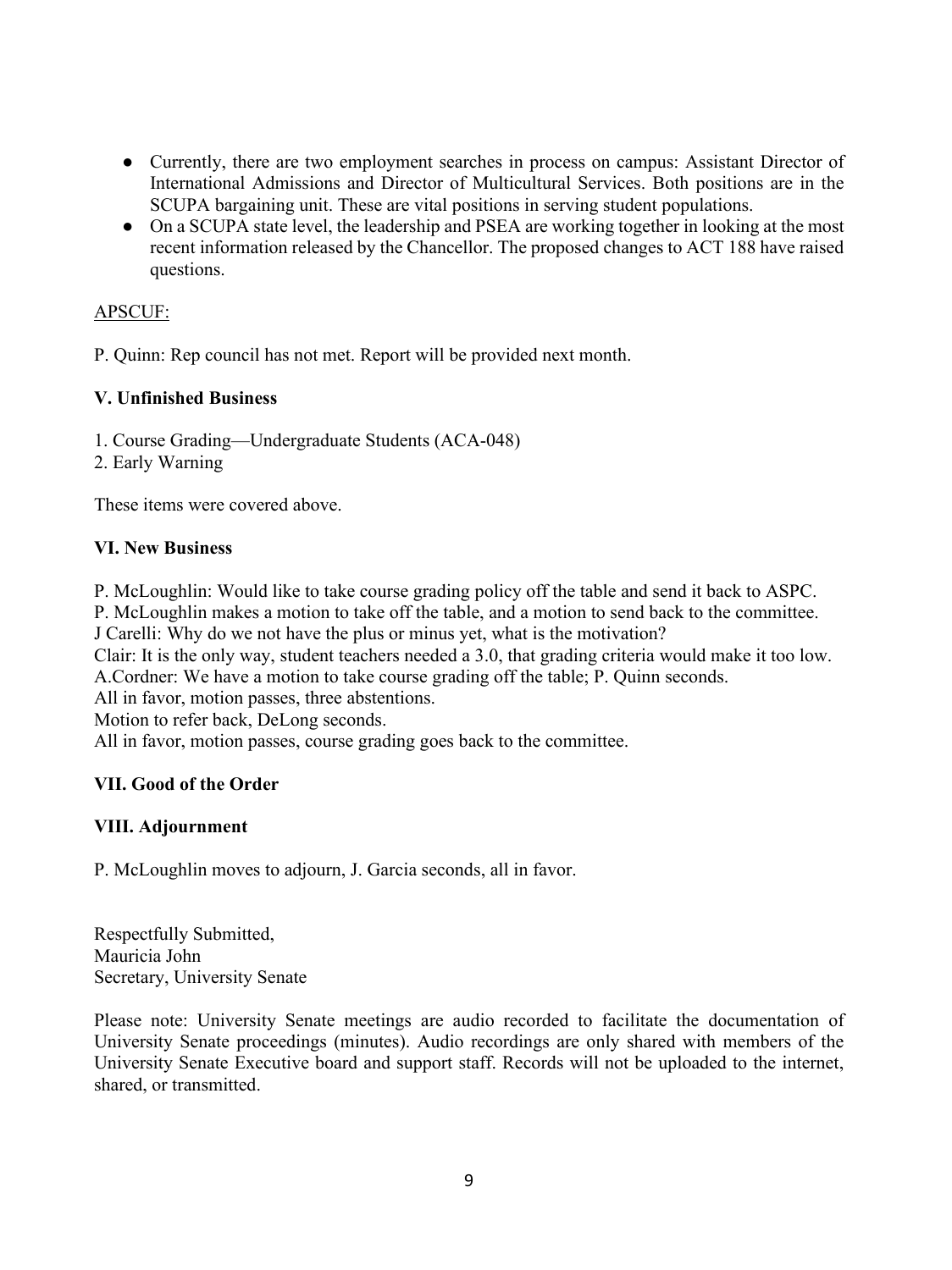- Currently, there are two employment searches in process on campus: Assistant Director of International Admissions and Director of Multicultural Services. Both positions are in the SCUPA bargaining unit. These are vital positions in serving student populations.
- On a SCUPA state level, the leadership and PSEA are working together in looking at the most recent information released by the Chancellor. The proposed changes to ACT 188 have raised questions.

APSCUF:

P. Quinn: Rep council has not met. Report will be provided next month.

**V. Unfinished Business**

1. Course Grading—Undergraduate Students (ACA-048)
2. Early Warning

These items were covered above.

**VI. New Business**

P. McLoughlin: Would like to take course grading policy off the table and send it back to ASPC.
P. McLoughlin makes a motion to take off the table, and a motion to send back to the committee.
J Carelli: Why do we not have the plus or minus yet, what is the motivation?
Clair: It is the only way, student teachers needed a 3.0, that grading criteria would make it too low.
A.Cordner: We have a motion to take course grading off the table; P. Quinn seconds.
All in favor, motion passes, three abstentions.
Motion to refer back, DeLong seconds.
All in favor, motion passes, course grading goes back to the committee.

**VII. Good of the Order**

**VIII. Adjournment**

P. McLoughlin moves to adjourn, J. Garcia seconds, all in favor.

Respectfully Submitted,
Mauricia John
Secretary, University Senate

Please note: University Senate meetings are audio recorded to facilitate the documentation of University Senate proceedings (minutes). Audio recordings are only shared with members of the University Senate Executive board and support staff. Records will not be uploaded to the internet, shared, or transmitted.